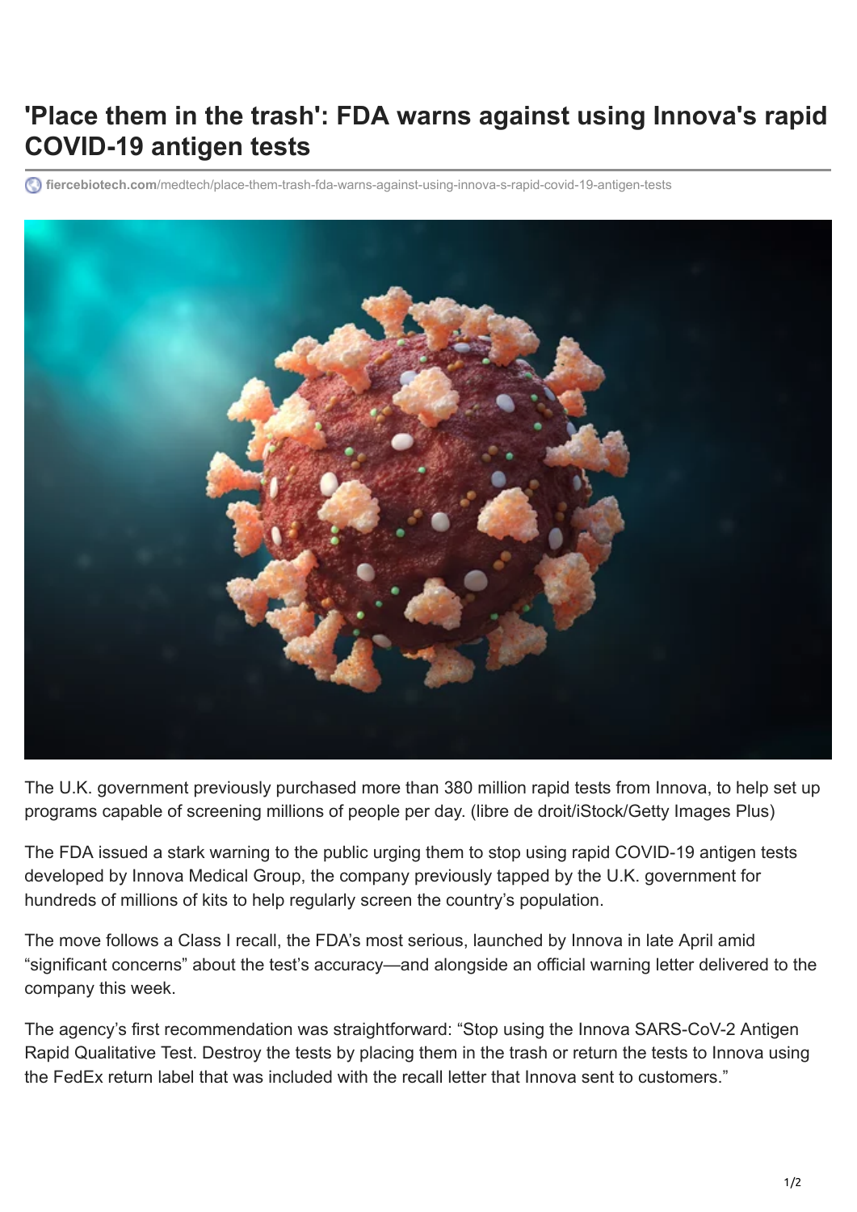# 'Place them in the trash': FDA warns against using Innova's rapid COVID-19 antigen tests

fiercebiotech.com/medtech/place-them-trash-fda-warns-against-using-innova-s-rapid-covid-19-antigen-tests

The U.K. government previously purchased more than 380 million rapid tests from Innova, to help set up programs capable of screening millions of people per day. (libre de droit/iStock/Getty Images Plus)

The FDA issued a stark warning to the public urging them to stop using rapid COVID-19 antigen tests developed by Innova Medical Group, the company previously tapped by the U.K. government for hundreds of millions of kits to help regularly screen the country's population.

The move follows a Class I recall, the FDA's most serious, launched by Innova in late April amid "significant concerns" about the test's accuracy—and alongside an official warning letter delivered to the company this week.

The agency's first recommendation was straightforward: "Stop using the Innova SARS-CoV-2 Antigen Rapid Qualitative Test. Destroy the tests by placing them in the trash or return the tests to Innova using the FedEx return label that was included with the recall letter that Innova sent to customers."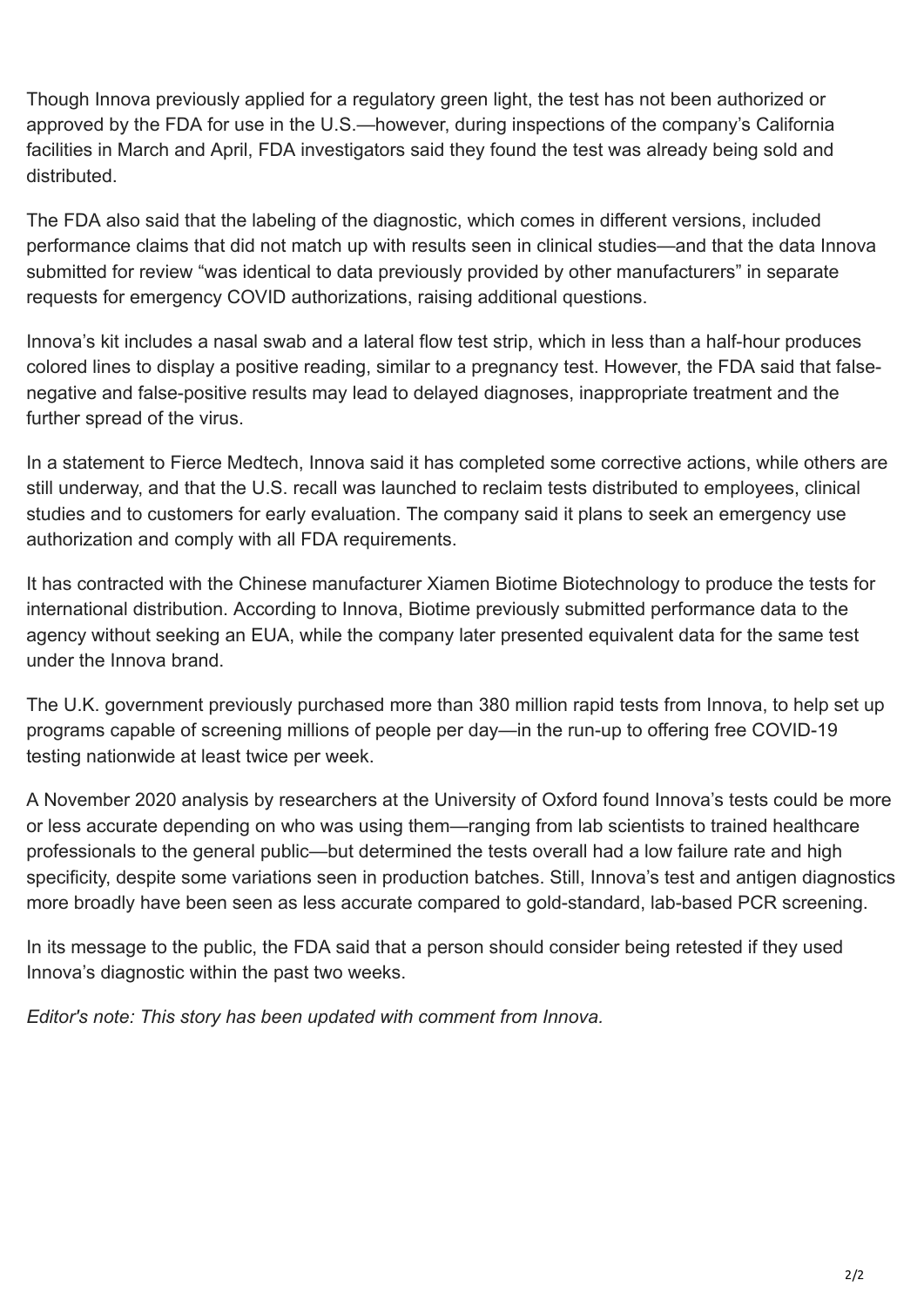Though Innova previously applied for a regulatory green light, the test has not been authorized or approved by the FDA for use in the U.S.—however, during inspections of the company's California facilities in March and April, FDA investigators said they found the test was already being sold and distributed.

The FDA also said that the labeling of the diagnostic, which comes in different versions, included performance claims that did not match up with results seen in clinical studies—and that the data Innova submitted for review "was identical to data previously provided by other manufacturers" in separate requests for emergency COVID authorizations, raising additional questions.

Innova's kit includes a nasal swab and a lateral flow test strip, which in less than a half-hour produces colored lines to display a positive reading, similar to a pregnancy test. However, the FDA said that false-negative and false-positive results may lead to delayed diagnoses, inappropriate treatment and the further spread of the virus.

In a statement to Fierce Medtech, Innova said it has completed some corrective actions, while others are still underway, and that the U.S. recall was launched to reclaim tests distributed to employees, clinical studies and to customers for early evaluation. The company said it plans to seek an emergency use authorization and comply with all FDA requirements.

It has contracted with the Chinese manufacturer Xiamen Biotime Biotechnology to produce the tests for international distribution. According to Innova, Biotime previously submitted performance data to the agency without seeking an EUA, while the company later presented equivalent data for the same test under the Innova brand.

The U.K. government previously purchased more than 380 million rapid tests from Innova, to help set up programs capable of screening millions of people per day—in the run-up to offering free COVID-19 testing nationwide at least twice per week.

A November 2020 analysis by researchers at the University of Oxford found Innova's tests could be more or less accurate depending on who was using them—ranging from lab scientists to trained healthcare professionals to the general public—but determined the tests overall had a low failure rate and high specificity, despite some variations seen in production batches. Still, Innova's test and antigen diagnostics more broadly have been seen as less accurate compared to gold-standard, lab-based PCR screening.

In its message to the public, the FDA said that a person should consider being retested if they used Innova's diagnostic within the past two weeks.

*Editor's note: This story has been updated with comment from Innova.*